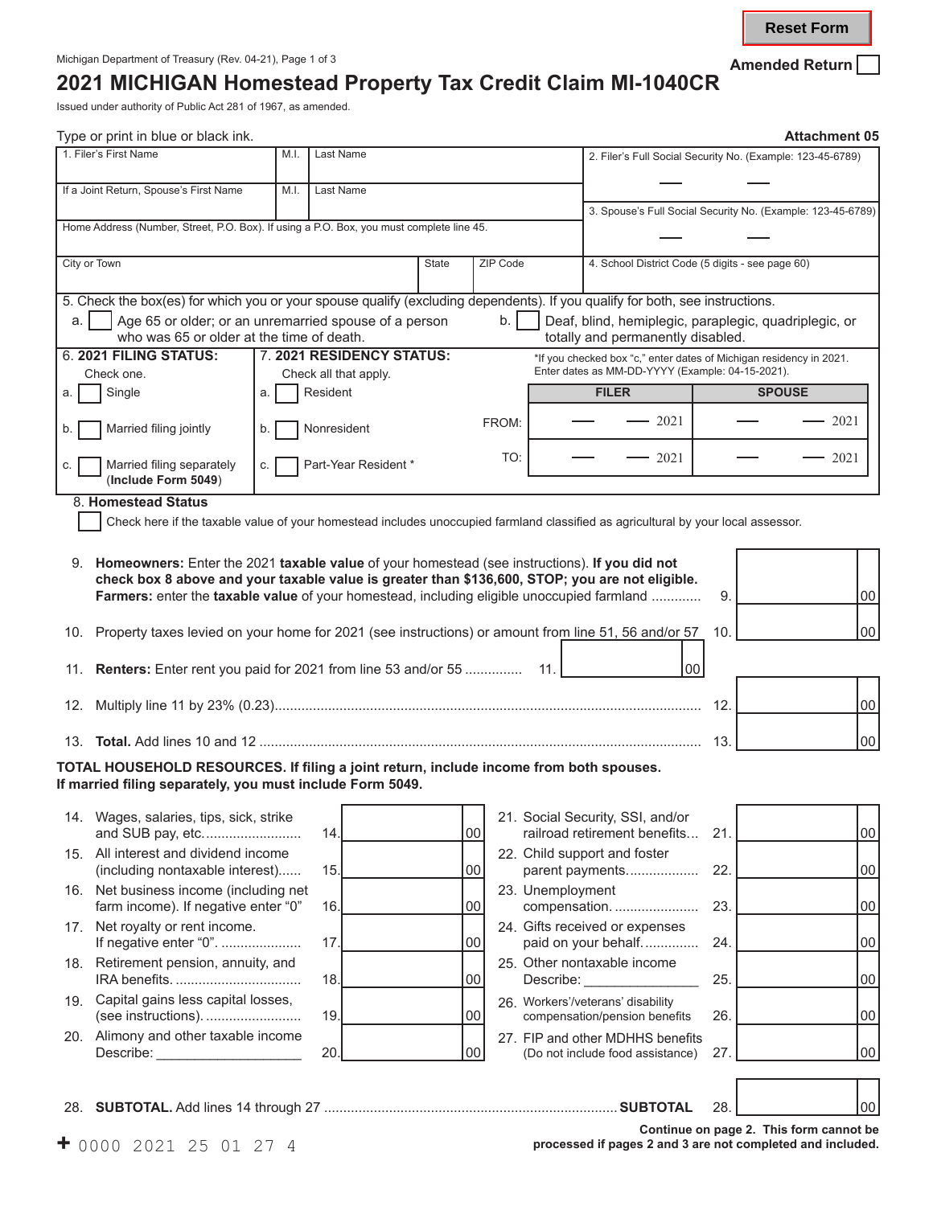Reset Form

Michigan Department of Treasury (Rev. 04-21), Page 1 of 3

Amended Return ☐

# 2021 MICHIGAN Homestead Property Tax Credit Claim MI-1040CR

Issued under authority of Public Act 281 of 1967, as amended.

Type or print in blue or black ink.

**Attachment 05**

| 1. Filer's First Name | M.I. | Last Name | 2. Filer's Full Social Security No. (Example: 123-45-6789) |
|---|---|---|---|
| If a Joint Return, Spouse's First Name | M.I. | Last Name | 3. Spouse's Full Social Security No. (Example: 123-45-6789) |
| Home Address (Number, Street, P.O. Box). If using a P.O. Box, you must complete line 45. | | | |
| City or Town | State | ZIP Code | 4. School District Code (5 digits - see page 60) |

5. Check the box(es) for which you or your spouse qualify (excluding dependents). If you qualify for both, see instructions.

a. ☐ Age 65 or older; or an unremarried spouse of a person who was 65 or older at the time of death.

b. ☐ Deaf, blind, hemiplegic, paraplegic, quadriplegic, or totally and permanently disabled.

**6. 2021 FILING STATUS:** Check one.

a. ☐ Single

b. ☐ Married filing jointly

c. ☐ Married filing separately (**Include Form 5049**)

**7. 2021 RESIDENCY STATUS:** Check all that apply.

a. ☐ Resident

b. ☐ Nonresident

c. ☐ Part-Year Resident *

*If you checked box "c," enter dates of Michigan residency in 2021. Enter dates as MM-DD-YYYY (Example: 04-15-2021).

| | FILER | SPOUSE |
|---|---|---|
| FROM: | — — 2021 | — — 2021 |
| TO: | — — 2021 | — — 2021 |

8. **Homestead Status**

☐ Check here if the taxable value of your homestead includes unoccupied farmland classified as agricultural by your local assessor.

9. **Homeowners:** Enter the 2021 **taxable value** of your homestead (see instructions). **If you did not check box 8 above and your taxable value is greater than $136,600, STOP; you are not eligible.** **Farmers:** enter the **taxable value** of your homestead, including eligible unoccupied farmland ............ 9. ______ 00

10. Property taxes levied on your home for 2021 (see instructions) or amount from line 51, 56 and/or 57 10. ______ 00

11. **Renters:** Enter rent you paid for 2021 from line 53 and/or 55 .............. 11. ______ 00

12. Multiply line 11 by 23% (0.23)........................................ 12. ______ 00

13. **Total.** Add lines 10 and 12 ........................................ 13. ______ 00

**TOTAL HOUSEHOLD RESOURCES. If filing a joint return, include income from both spouses. If married filing separately, you must include Form 5049.**

| Line | Description | Amount |
|---|---|---|
| 14. | Wages, salaries, tips, sick, strike and SUB pay, etc. | 00 |
| 15. | All interest and dividend income (including nontaxable interest) | 00 |
| 16. | Net business income (including net farm income). If negative enter "0" | 00 |
| 17. | Net royalty or rent income. If negative enter "0". | 00 |
| 18. | Retirement pension, annuity, and IRA benefits. | 00 |
| 19. | Capital gains less capital losses, (see instructions). | 00 |
| 20. | Alimony and other taxable income Describe: ____________ | 00 |
| 21. | Social Security, SSI, and/or railroad retirement benefits | 00 |
| 22. | Child support and foster parent payments | 00 |
| 23. | Unemployment compensation. | 00 |
| 24. | Gifts received or expenses paid on your behalf. | 00 |
| 25. | Other nontaxable income Describe: ____________ | 00 |
| 26. | Workers'/veterans' disability compensation/pension benefits | 00 |
| 27. | FIP and other MDHHS benefits (Do not include food assistance) | 00 |

28. **SUBTOTAL.** Add lines 14 through 27 .................................. **SUBTOTAL** 28. ______ 00

**Continue on page 2. This form cannot be processed if pages 2 and 3 are not completed and included.**

+ 0000 2021 25 01 27 4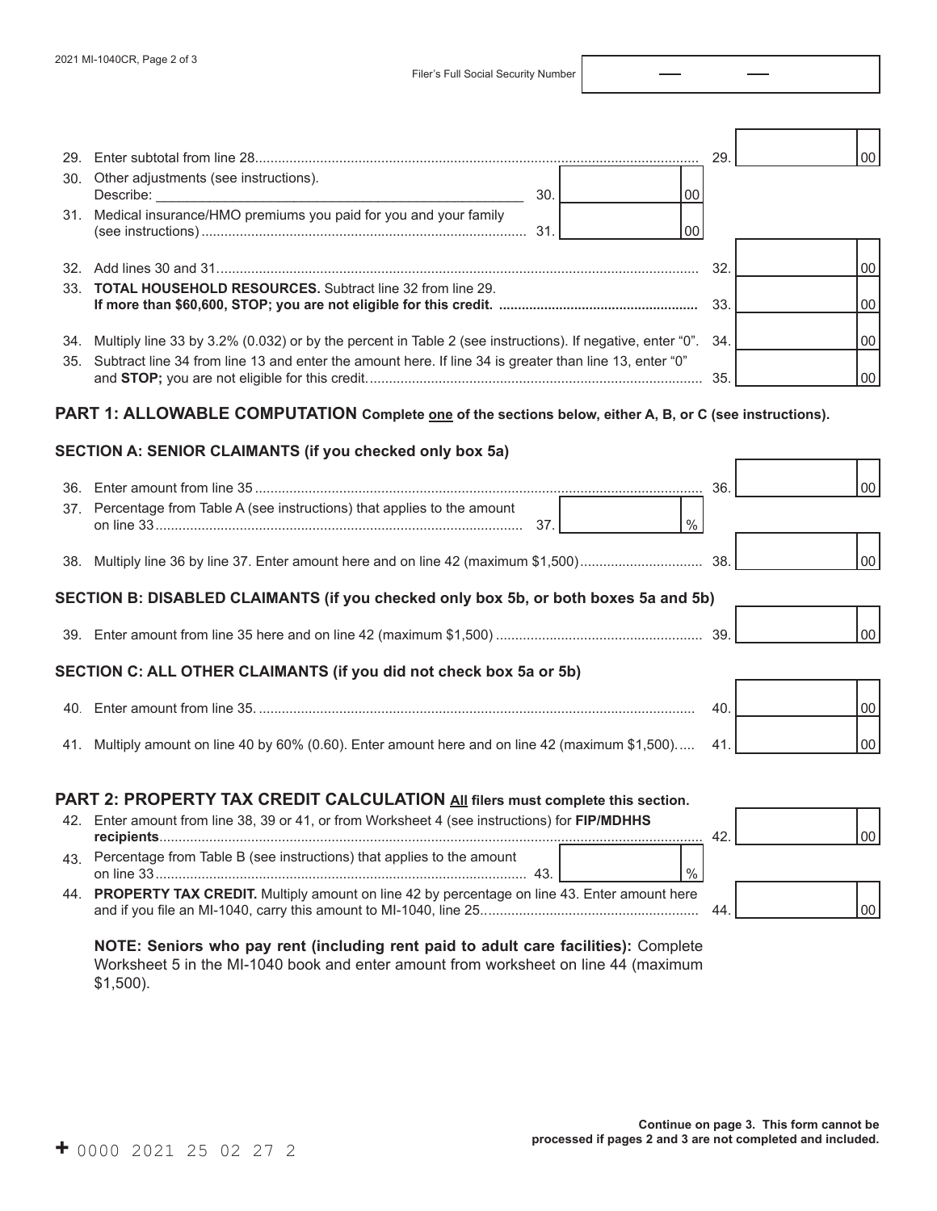Filer's Full Social Security Number

29. Enter subtotal from line 28 .................................................................................................................. 29. 00

30. Other adjustments (see instructions).
    Describe: _______________________________________________ 30. 00

31. Medical insurance/HMO premiums you paid for you and your family (see instructions) .................................................................................... 31. 00

32. Add lines 30 and 31 ............................................................................................................................ 32. 00

33. **TOTAL HOUSEHOLD RESOURCES.** Subtract line 32 from line 29. **If more than $60,600, STOP; you are not eligible for this credit.** .................................................... 33. 00

34. Multiply line 33 by 3.2% (0.032) or by the percent in Table 2 (see instructions). If negative, enter "0". 34. 00

35. Subtract line 34 from line 13 and enter the amount here. If line 34 is greater than line 13, enter "0" and **STOP;** you are not eligible for this credit. ...................................................................................... 35. 00

## PART 1: ALLOWABLE COMPUTATION Complete one of the sections below, either A, B, or C (see instructions).

### SECTION A: SENIOR CLAIMANTS (if you checked only box 5a)

36. Enter amount from line 35 ................................................................................................................... 36. 00

37. Percentage from Table A (see instructions) that applies to the amount on line 33 ............................................................................................... 37. %

38. Multiply line 36 by line 37. Enter amount here and on line 42 (maximum $1,500) ............................... 38. 00

### SECTION B: DISABLED CLAIMANTS (if you checked only box 5b, or both boxes 5a and 5b)

39. Enter amount from line 35 here and on line 42 (maximum $1,500) ..................................................... 39. 00

### SECTION C: ALL OTHER CLAIMANTS (if you did not check box 5a or 5b)

40. Enter amount from line 35. ................................................................................................................ 40. 00

41. Multiply amount on line 40 by 60% (0.60). Enter amount here and on line 42 (maximum $1,500). .... 41. 00

## PART 2: PROPERTY TAX CREDIT CALCULATION All filers must complete this section.

42. Enter amount from line 38, 39 or 41, or from Worksheet 4 (see instructions) for **FIP/MDHHS recipients** ........................................................................................................................................... 42. 00

43. Percentage from Table B (see instructions) that applies to the amount on line 33 ................................................................................................ 43. %

44. **PROPERTY TAX CREDIT.** Multiply amount on line 42 by percentage on line 43. Enter amount here and if you file an MI-1040, carry this amount to MI-1040, line 25 ......................................................... 44. 00

**NOTE: Seniors who pay rent (including rent paid to adult care facilities):** Complete Worksheet 5 in the MI-1040 book and enter amount from worksheet on line 44 (maximum $1,500).

**Continue on page 3. This form cannot be processed if pages 2 and 3 are not completed and included.**

+ 0000 2021 25 02 27 2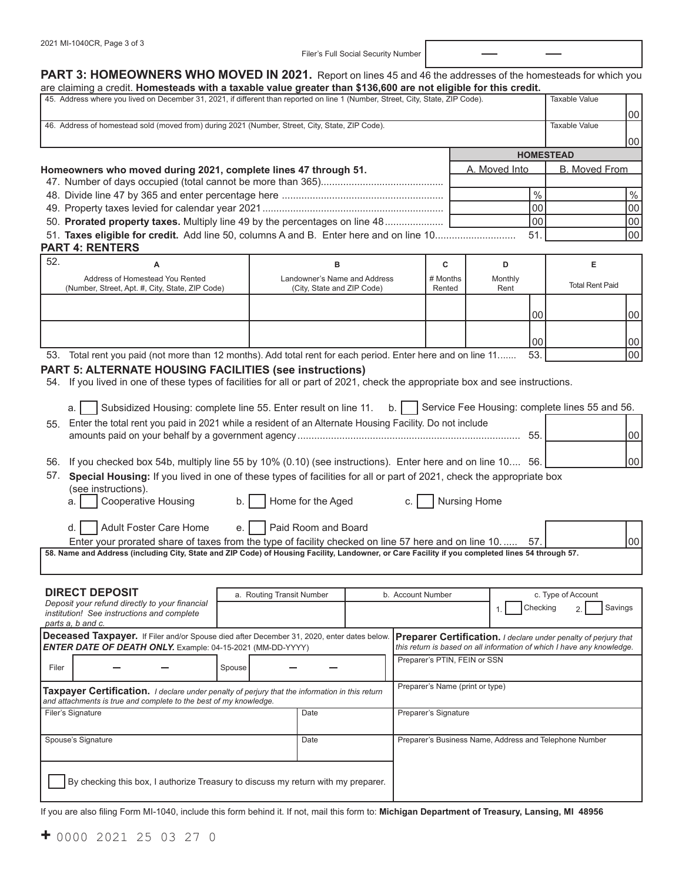Filer's Full Social Security Number

## PART 3: HOMEOWNERS WHO MOVED IN 2021.

Report on lines 45 and 46 the addresses of the homesteads for which you are claiming a credit. **Homesteads with a taxable value greater than $136,600 are not eligible for this credit.**

| | Taxable Value |
|---|---|
| 45. Address where you lived on December 31, 2021, if different than reported on line 1 (Number, Street, City, State, ZIP Code). | 00 |
| 46. Address of homestead sold (moved from) during 2021 (Number, Street, City, State, ZIP Code). | 00 |

**Homeowners who moved during 2021, complete lines 47 through 51.**

| | HOMESTEAD | |
|---|---|---|
| | A. Moved Into | B. Moved From |
| 47. Number of days occupied (total cannot be more than 365) | | |
| 48. Divide line 47 by 365 and enter percentage here | % | % |
| 49. Property taxes levied for calendar year 2021 | 00 | 00 |
| 50. **Prorated property taxes.** Multiply line 49 by the percentages on line 48 | 00 | 00 |

51. **Taxes eligible for credit.** Add line 50, columns A and B. Enter here and on line 10 ..... 51. ______ 00

## PART 4: RENTERS

52.

| A<br>Address of Homestead You Rented (Number, Street, Apt. #, City, State, ZIP Code) | B<br>Landowner's Name and Address (City, State and ZIP Code) | C<br># Months Rented | D<br>Monthly Rent | E<br>Total Rent Paid |
|---|---|---|---|---|
| | | | 00 | 00 |
| | | | 00 | 00 |

53. Total rent you paid (not more than 12 months). Add total rent for each period. Enter here and on line 11 ..... 53. ______ 00

## PART 5: ALTERNATE HOUSING FACILITIES (see instructions)

54. If you lived in one of these types of facilities for all or part of 2021, check the appropriate box and see instructions.

a. ☐ Subsidized Housing: complete line 55. Enter result on line 11.  b. ☐ Service Fee Housing: complete lines 55 and 56.

55. Enter the total rent you paid in 2021 while a resident of an Alternate Housing Facility. Do not include amounts paid on your behalf by a government agency ..... 55. ______ 00

56. If you checked box 54b, multiply line 55 by 10% (0.10) (see instructions). Enter here and on line 10 .... 56. ______ 00

57. **Special Housing:** If you lived in one of these types of facilities for all or part of 2021, check the appropriate box (see instructions).

a. ☐ Cooperative Housing  b. ☐ Home for the Aged  c. ☐ Nursing Home

d. ☐ Adult Foster Care Home  e. ☐ Paid Room and Board

Enter your prorated share of taxes from the type of facility checked on line 57 here and on line 10 ..... 57. ______ 00

**58. Name and Address (including City, State and ZIP Code) of Housing Facility, Landowner, or Care Facility if you completed lines 54 through 57.**

### DIRECT DEPOSIT

*Deposit your refund directly to your financial institution! See instructions and complete parts a, b and c.*

| a. Routing Transit Number | b. Account Number | c. Type of Account |
|---|---|---|
| | | 1. ☐ Checking  2. ☐ Savings |

**Deceased Taxpayer.** If Filer and/or Spouse died after December 31, 2020, enter dates below. ***ENTER DATE OF DEATH ONLY.*** Example: 04-15-2021 (MM-DD-YYYY)

Filer ___ - ___ - ___  Spouse ___ - ___ - ___

**Taxpayer Certification.** *I declare under penalty of perjury that the information in this return and attachments is true and complete to the best of my knowledge.*

| Filer's Signature | Date |
|---|---|
| Spouse's Signature | Date |

☐ By checking this box, I authorize Treasury to discuss my return with my preparer.

**Preparer Certification.** *I declare under penalty of perjury that this return is based on all information of which I have any knowledge.*

Preparer's PTIN, FEIN or SSN

Preparer's Name (print or type)

Preparer's Signature

Preparer's Business Name, Address and Telephone Number

If you are also filing Form MI-1040, include this form behind it. If not, mail this form to: **Michigan Department of Treasury, Lansing, MI 48956**

+ 0000 2021 25 03 27 0